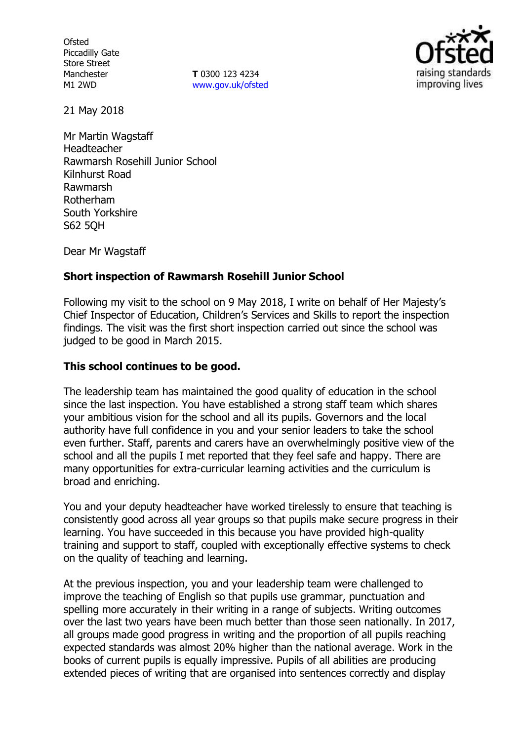Ofsted
Piccadilly Gate
Store Street
Manchester
M1 2WD

**T** 0300 123 4234
www.gov.uk/ofsted

21 May 2018

Mr Martin Wagstaff
Headteacher
Rawmarsh Rosehill Junior School
Kilnhurst Road
Rawmarsh
Rotherham
South Yorkshire
S62 5QH

Dear Mr Wagstaff

**Short inspection of Rawmarsh Rosehill Junior School**

Following my visit to the school on 9 May 2018, I write on behalf of Her Majesty's Chief Inspector of Education, Children's Services and Skills to report the inspection findings. The visit was the first short inspection carried out since the school was judged to be good in March 2015.

**This school continues to be good.**

The leadership team has maintained the good quality of education in the school since the last inspection. You have established a strong staff team which shares your ambitious vision for the school and all its pupils. Governors and the local authority have full confidence in you and your senior leaders to take the school even further. Staff, parents and carers have an overwhelmingly positive view of the school and all the pupils I met reported that they feel safe and happy. There are many opportunities for extra-curricular learning activities and the curriculum is broad and enriching.

You and your deputy headteacher have worked tirelessly to ensure that teaching is consistently good across all year groups so that pupils make secure progress in their learning. You have succeeded in this because you have provided high-quality training and support to staff, coupled with exceptionally effective systems to check on the quality of teaching and learning.

At the previous inspection, you and your leadership team were challenged to improve the teaching of English so that pupils use grammar, punctuation and spelling more accurately in their writing in a range of subjects. Writing outcomes over the last two years have been much better than those seen nationally. In 2017, all groups made good progress in writing and the proportion of all pupils reaching expected standards was almost 20% higher than the national average. Work in the books of current pupils is equally impressive. Pupils of all abilities are producing extended pieces of writing that are organised into sentences correctly and display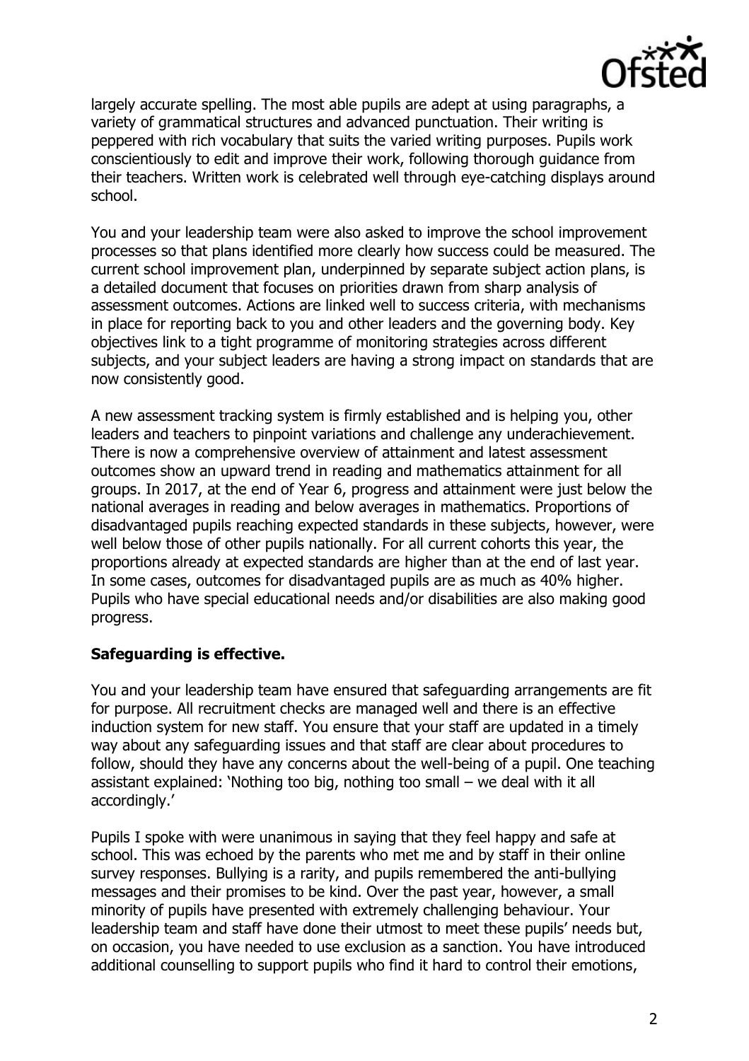largely accurate spelling. The most able pupils are adept at using paragraphs, a variety of grammatical structures and advanced punctuation. Their writing is peppered with rich vocabulary that suits the varied writing purposes. Pupils work conscientiously to edit and improve their work, following thorough guidance from their teachers. Written work is celebrated well through eye-catching displays around school.

You and your leadership team were also asked to improve the school improvement processes so that plans identified more clearly how success could be measured. The current school improvement plan, underpinned by separate subject action plans, is a detailed document that focuses on priorities drawn from sharp analysis of assessment outcomes. Actions are linked well to success criteria, with mechanisms in place for reporting back to you and other leaders and the governing body. Key objectives link to a tight programme of monitoring strategies across different subjects, and your subject leaders are having a strong impact on standards that are now consistently good.

A new assessment tracking system is firmly established and is helping you, other leaders and teachers to pinpoint variations and challenge any underachievement. There is now a comprehensive overview of attainment and latest assessment outcomes show an upward trend in reading and mathematics attainment for all groups. In 2017, at the end of Year 6, progress and attainment were just below the national averages in reading and below averages in mathematics. Proportions of disadvantaged pupils reaching expected standards in these subjects, however, were well below those of other pupils nationally. For all current cohorts this year, the proportions already at expected standards are higher than at the end of last year. In some cases, outcomes for disadvantaged pupils are as much as 40% higher. Pupils who have special educational needs and/or disabilities are also making good progress.

**Safeguarding is effective.**

You and your leadership team have ensured that safeguarding arrangements are fit for purpose. All recruitment checks are managed well and there is an effective induction system for new staff. You ensure that your staff are updated in a timely way about any safeguarding issues and that staff are clear about procedures to follow, should they have any concerns about the well-being of a pupil. One teaching assistant explained: 'Nothing too big, nothing too small – we deal with it all accordingly.'

Pupils I spoke with were unanimous in saying that they feel happy and safe at school. This was echoed by the parents who met me and by staff in their online survey responses. Bullying is a rarity, and pupils remembered the anti-bullying messages and their promises to be kind. Over the past year, however, a small minority of pupils have presented with extremely challenging behaviour. Your leadership team and staff have done their utmost to meet these pupils' needs but, on occasion, you have needed to use exclusion as a sanction. You have introduced additional counselling to support pupils who find it hard to control their emotions,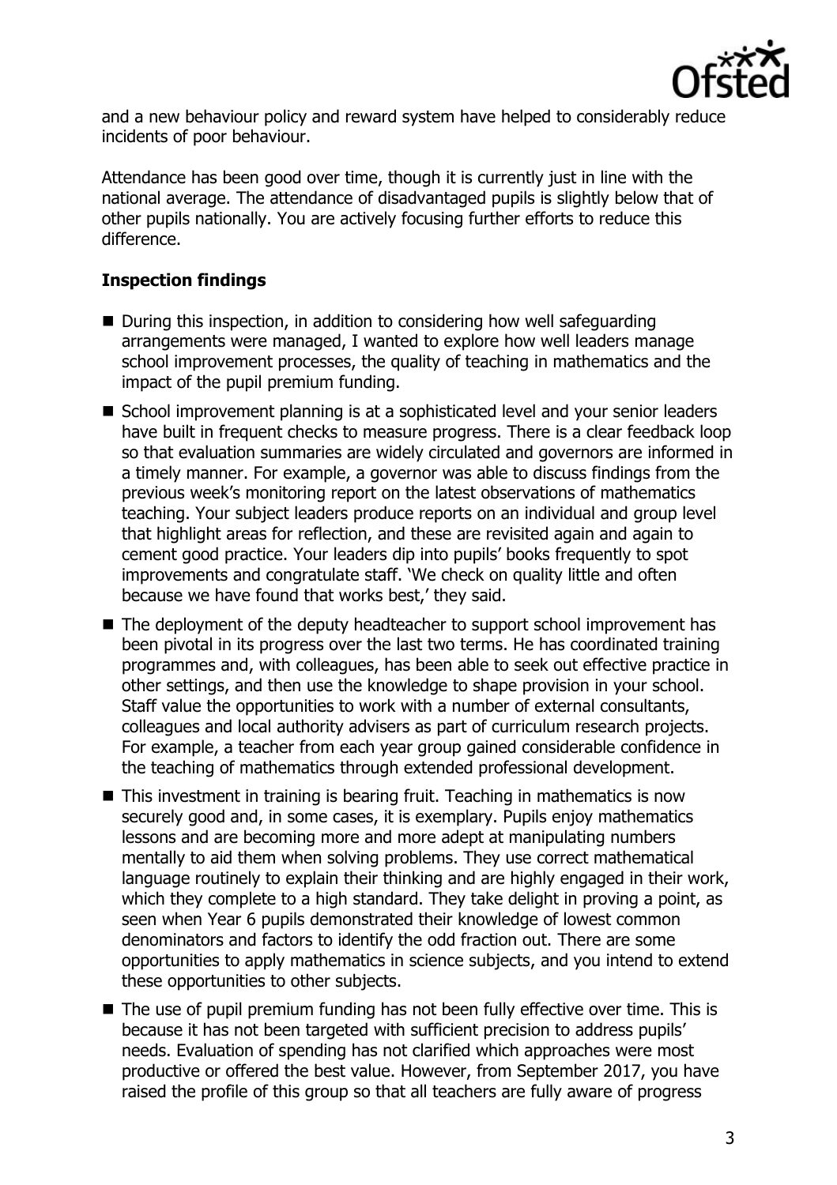and a new behaviour policy and reward system have helped to considerably reduce incidents of poor behaviour.

Attendance has been good over time, though it is currently just in line with the national average. The attendance of disadvantaged pupils is slightly below that of other pupils nationally. You are actively focusing further efforts to reduce this difference.

**Inspection findings**

- During this inspection, in addition to considering how well safeguarding arrangements were managed, I wanted to explore how well leaders manage school improvement processes, the quality of teaching in mathematics and the impact of the pupil premium funding.
- School improvement planning is at a sophisticated level and your senior leaders have built in frequent checks to measure progress. There is a clear feedback loop so that evaluation summaries are widely circulated and governors are informed in a timely manner. For example, a governor was able to discuss findings from the previous week's monitoring report on the latest observations of mathematics teaching. Your subject leaders produce reports on an individual and group level that highlight areas for reflection, and these are revisited again and again to cement good practice. Your leaders dip into pupils' books frequently to spot improvements and congratulate staff. 'We check on quality little and often because we have found that works best,' they said.
- The deployment of the deputy headteacher to support school improvement has been pivotal in its progress over the last two terms. He has coordinated training programmes and, with colleagues, has been able to seek out effective practice in other settings, and then use the knowledge to shape provision in your school. Staff value the opportunities to work with a number of external consultants, colleagues and local authority advisers as part of curriculum research projects. For example, a teacher from each year group gained considerable confidence in the teaching of mathematics through extended professional development.
- This investment in training is bearing fruit. Teaching in mathematics is now securely good and, in some cases, it is exemplary. Pupils enjoy mathematics lessons and are becoming more and more adept at manipulating numbers mentally to aid them when solving problems. They use correct mathematical language routinely to explain their thinking and are highly engaged in their work, which they complete to a high standard. They take delight in proving a point, as seen when Year 6 pupils demonstrated their knowledge of lowest common denominators and factors to identify the odd fraction out. There are some opportunities to apply mathematics in science subjects, and you intend to extend these opportunities to other subjects.
- The use of pupil premium funding has not been fully effective over time. This is because it has not been targeted with sufficient precision to address pupils' needs. Evaluation of spending has not clarified which approaches were most productive or offered the best value. However, from September 2017, you have raised the profile of this group so that all teachers are fully aware of progress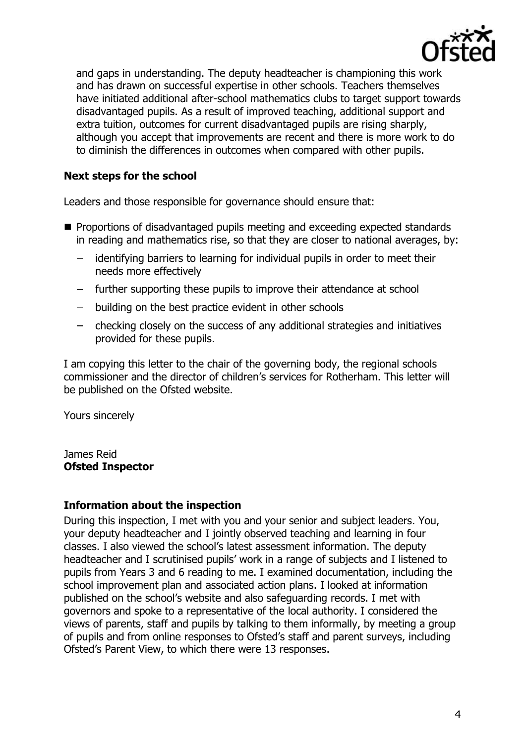and gaps in understanding. The deputy headteacher is championing this work and has drawn on successful expertise in other schools. Teachers themselves have initiated additional after-school mathematics clubs to target support towards disadvantaged pupils. As a result of improved teaching, additional support and extra tuition, outcomes for current disadvantaged pupils are rising sharply, although you accept that improvements are recent and there is more work to do to diminish the differences in outcomes when compared with other pupils.

### Next steps for the school

Leaders and those responsible for governance should ensure that:

- Proportions of disadvantaged pupils meeting and exceeding expected standards in reading and mathematics rise, so that they are closer to national averages, by:
  - identifying barriers to learning for individual pupils in order to meet their needs more effectively
  - further supporting these pupils to improve their attendance at school
  - building on the best practice evident in other schools
  - checking closely on the success of any additional strategies and initiatives provided for these pupils.

I am copying this letter to the chair of the governing body, the regional schools commissioner and the director of children's services for Rotherham. This letter will be published on the Ofsted website.

Yours sincerely

James Reid
**Ofsted Inspector**

### Information about the inspection

During this inspection, I met with you and your senior and subject leaders. You, your deputy headteacher and I jointly observed teaching and learning in four classes. I also viewed the school's latest assessment information. The deputy headteacher and I scrutinised pupils' work in a range of subjects and I listened to pupils from Years 3 and 6 reading to me. I examined documentation, including the school improvement plan and associated action plans. I looked at information published on the school's website and also safeguarding records. I met with governors and spoke to a representative of the local authority. I considered the views of parents, staff and pupils by talking to them informally, by meeting a group of pupils and from online responses to Ofsted's staff and parent surveys, including Ofsted's Parent View, to which there were 13 responses.